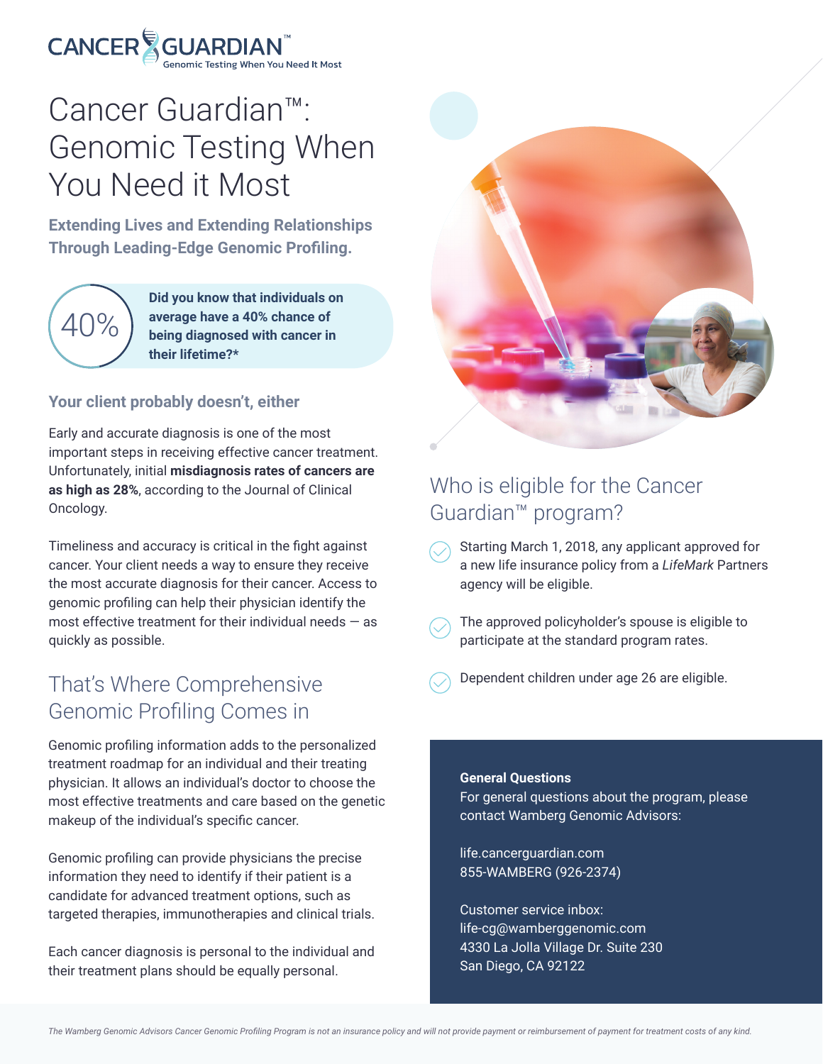**CANCER GUARDIAN™**
Genomic Testing When You Need It Most

# Cancer Guardian™: Genomic Testing When You Need it Most

**Extending Lives and Extending Relationships Through Leading-Edge Genomic Profiling.**

40%

**Did you know that individuals on average have a 40% chance of being diagnosed with cancer in their lifetime?***

### Your client probably doesn't, either

Early and accurate diagnosis is one of the most important steps in receiving effective cancer treatment. Unfortunately, initial **misdiagnosis rates of cancers are as high as 28%**, according to the Journal of Clinical Oncology.

Timeliness and accuracy is critical in the fight against cancer. Your client needs a way to ensure they receive the most accurate diagnosis for their cancer. Access to genomic profiling can help their physician identify the most effective treatment for their individual needs — as quickly as possible.

## That's Where Comprehensive Genomic Profiling Comes in

Genomic profiling information adds to the personalized treatment roadmap for an individual and their treating physician. It allows an individual's doctor to choose the most effective treatments and care based on the genetic makeup of the individual's specific cancer.

Genomic profiling can provide physicians the precise information they need to identify if their patient is a candidate for advanced treatment options, such as targeted therapies, immunotherapies and clinical trials.

Each cancer diagnosis is personal to the individual and their treatment plans should be equally personal.

## Who is eligible for the Cancer Guardian™ program?

- Starting March 1, 2018, any applicant approved for a new life insurance policy from a *LifeMark* Partners agency will be eligible.
- The approved policyholder's spouse is eligible to participate at the standard program rates.
- Dependent children under age 26 are eligible.

**General Questions**
For general questions about the program, please contact Wamberg Genomic Advisors:

life.cancerguardian.com
855-WAMBERG (926-2374)

Customer service inbox:
life-cg@wamberggenomic.com
4330 La Jolla Village Dr. Suite 230
San Diego, CA 92122

*The Wamberg Genomic Advisors Cancer Genomic Profiling Program is not an insurance policy and will not provide payment or reimbursement of payment for treatment costs of any kind.*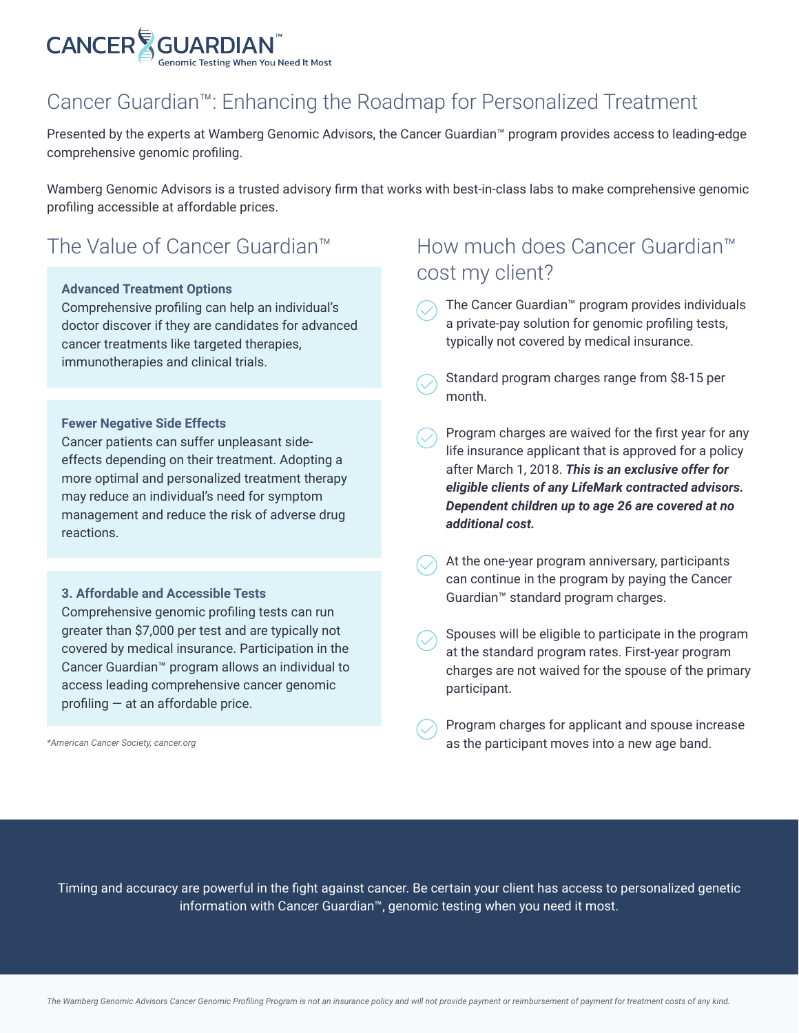# CANCER GUARDIAN™

Genomic Testing When You Need It Most

## Cancer Guardian™: Enhancing the Roadmap for Personalized Treatment

Presented by the experts at Wamberg Genomic Advisors, the Cancer Guardian™ program provides access to leading-edge comprehensive genomic profiling.

Wamberg Genomic Advisors is a trusted advisory firm that works with best-in-class labs to make comprehensive genomic profiling accessible at affordable prices.

## The Value of Cancer Guardian™

**Advanced Treatment Options**
Comprehensive profiling can help an individual's doctor discover if they are candidates for advanced cancer treatments like targeted therapies, immunotherapies and clinical trials.

**Fewer Negative Side Effects**
Cancer patients can suffer unpleasant side-effects depending on their treatment. Adopting a more optimal and personalized treatment therapy may reduce an individual's need for symptom management and reduce the risk of adverse drug reactions.

**3. Affordable and Accessible Tests**
Comprehensive genomic profiling tests can run greater than $7,000 per test and are typically not covered by medical insurance. Participation in the Cancer Guardian™ program allows an individual to access leading comprehensive cancer genomic profiling — at an affordable price.

*American Cancer Society, cancer.org*

## How much does Cancer Guardian™ cost my client?

- The Cancer Guardian™ program provides individuals a private-pay solution for genomic profiling tests, typically not covered by medical insurance.
- Standard program charges range from $8-15 per month.
- Program charges are waived for the first year for any life insurance applicant that is approved for a policy after March 1, 2018. ***This is an exclusive offer for eligible clients of any LifeMark contracted advisors. Dependent children up to age 26 are covered at no additional cost.***
- At the one-year program anniversary, participants can continue in the program by paying the Cancer Guardian™ standard program charges.
- Spouses will be eligible to participate in the program at the standard program rates. First-year program charges are not waived for the spouse of the primary participant.
- Program charges for applicant and spouse increase as the participant moves into a new age band.

Timing and accuracy are powerful in the fight against cancer. Be certain your client has access to personalized genetic information with Cancer Guardian™, genomic testing when you need it most.

*The Wamberg Genomic Advisors Cancer Genomic Profiling Program is not an insurance policy and will not provide payment or reimbursement of payment for treatment costs of any kind.*